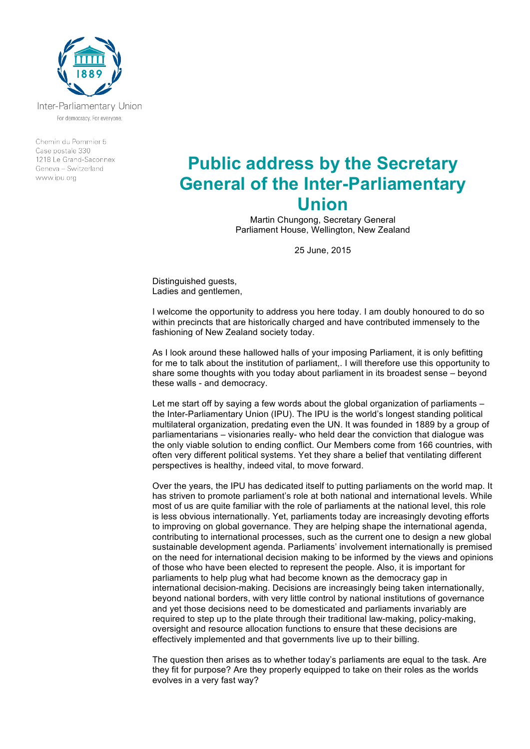Inter-Parliamentary Union

For democracy. For everyone.

Chemin du Pommier 5
Case postale 330
1218 Le Grand-Saconnex
Geneva – Switzerland
www.ipu.org

# Public address by the Secretary General of the Inter-Parliamentary Union

Martin Chungong, Secretary General
Parliament House, Wellington, New Zealand

25 June, 2015

Distinguished guests,
Ladies and gentlemen,

I welcome the opportunity to address you here today. I am doubly honoured to do so within precincts that are historically charged and have contributed immensely to the fashioning of New Zealand society today.

As I look around these hallowed halls of your imposing Parliament, it is only befitting for me to talk about the institution of parliament,. I will therefore use this opportunity to share some thoughts with you today about parliament in its broadest sense – beyond these walls - and democracy.

Let me start off by saying a few words about the global organization of parliaments – the Inter-Parliamentary Union (IPU). The IPU is the world's longest standing political multilateral organization, predating even the UN. It was founded in 1889 by a group of parliamentarians – visionaries really- who held dear the conviction that dialogue was the only viable solution to ending conflict. Our Members come from 166 countries, with often very different political systems. Yet they share a belief that ventilating different perspectives is healthy, indeed vital, to move forward.

Over the years, the IPU has dedicated itself to putting parliaments on the world map. It has striven to promote parliament's role at both national and international levels. While most of us are quite familiar with the role of parliaments at the national level, this role is less obvious internationally. Yet, parliaments today are increasingly devoting efforts to improving on global governance. They are helping shape the international agenda, contributing to international processes, such as the current one to design a new global sustainable development agenda. Parliaments' involvement internationally is premised on the need for international decision making to be informed by the views and opinions of those who have been elected to represent the people. Also, it is important for parliaments to help plug what had become known as the democracy gap in international decision-making. Decisions are increasingly being taken internationally, beyond national borders, with very little control by national institutions of governance and yet those decisions need to be domesticated and parliaments invariably are required to step up to the plate through their traditional law-making, policy-making, oversight and resource allocation functions to ensure that these decisions are effectively implemented and that governments live up to their billing.

The question then arises as to whether today's parliaments are equal to the task. Are they fit for purpose? Are they properly equipped to take on their roles as the worlds evolves in a very fast way?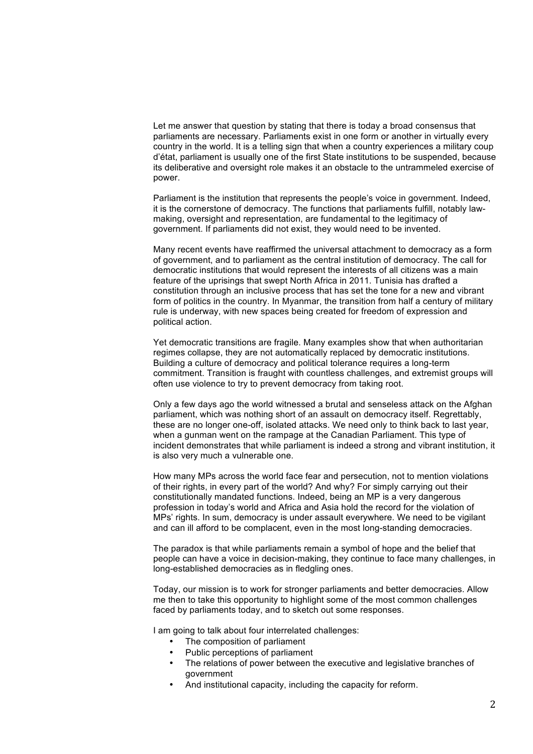Let me answer that question by stating that there is today a broad consensus that parliaments are necessary. Parliaments exist in one form or another in virtually every country in the world. It is a telling sign that when a country experiences a military coup d'état, parliament is usually one of the first State institutions to be suspended, because its deliberative and oversight role makes it an obstacle to the untrammeled exercise of power.

Parliament is the institution that represents the people's voice in government. Indeed, it is the cornerstone of democracy. The functions that parliaments fulfill, notably law-making, oversight and representation, are fundamental to the legitimacy of government. If parliaments did not exist, they would need to be invented.

Many recent events have reaffirmed the universal attachment to democracy as a form of government, and to parliament as the central institution of democracy. The call for democratic institutions that would represent the interests of all citizens was a main feature of the uprisings that swept North Africa in 2011. Tunisia has drafted a constitution through an inclusive process that has set the tone for a new and vibrant form of politics in the country. In Myanmar, the transition from half a century of military rule is underway, with new spaces being created for freedom of expression and political action.

Yet democratic transitions are fragile. Many examples show that when authoritarian regimes collapse, they are not automatically replaced by democratic institutions. Building a culture of democracy and political tolerance requires a long-term commitment. Transition is fraught with countless challenges, and extremist groups will often use violence to try to prevent democracy from taking root.

Only a few days ago the world witnessed a brutal and senseless attack on the Afghan parliament, which was nothing short of an assault on democracy itself. Regrettably, these are no longer one-off, isolated attacks. We need only to think back to last year, when a gunman went on the rampage at the Canadian Parliament. This type of incident demonstrates that while parliament is indeed a strong and vibrant institution, it is also very much a vulnerable one.

How many MPs across the world face fear and persecution, not to mention violations of their rights, in every part of the world? And why? For simply carrying out their constitutionally mandated functions. Indeed, being an MP is a very dangerous profession in today's world and Africa and Asia hold the record for the violation of MPs' rights. In sum, democracy is under assault everywhere. We need to be vigilant and can ill afford to be complacent, even in the most long-standing democracies.

The paradox is that while parliaments remain a symbol of hope and the belief that people can have a voice in decision-making, they continue to face many challenges, in long-established democracies as in fledgling ones.

Today, our mission is to work for stronger parliaments and better democracies. Allow me then to take this opportunity to highlight some of the most common challenges faced by parliaments today, and to sketch out some responses.

I am going to talk about four interrelated challenges:

- The composition of parliament
- Public perceptions of parliament
- The relations of power between the executive and legislative branches of government
- And institutional capacity, including the capacity for reform.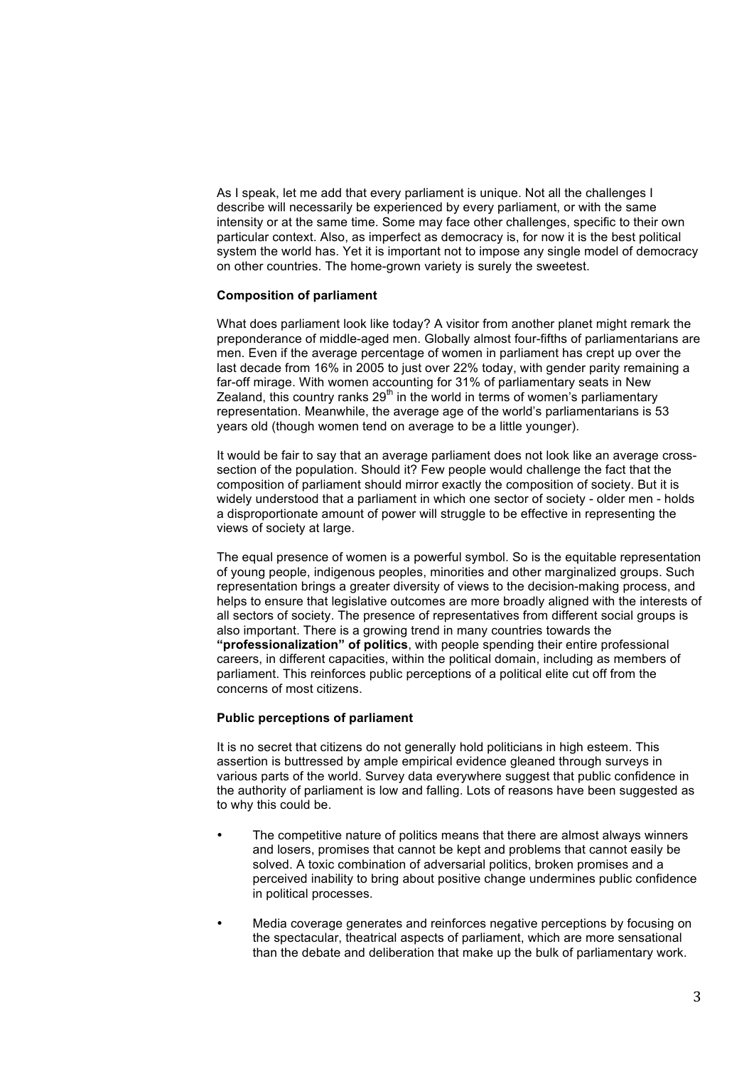As I speak, let me add that every parliament is unique. Not all the challenges I describe will necessarily be experienced by every parliament, or with the same intensity or at the same time. Some may face other challenges, specific to their own particular context. Also, as imperfect as democracy is, for now it is the best political system the world has. Yet it is important not to impose any single model of democracy on other countries. The home-grown variety is surely the sweetest.

**Composition of parliament**

What does parliament look like today? A visitor from another planet might remark the preponderance of middle-aged men. Globally almost four-fifths of parliamentarians are men. Even if the average percentage of women in parliament has crept up over the last decade from 16% in 2005 to just over 22% today, with gender parity remaining a far-off mirage. With women accounting for 31% of parliamentary seats in New Zealand, this country ranks 29th in the world in terms of women's parliamentary representation. Meanwhile, the average age of the world's parliamentarians is 53 years old (though women tend on average to be a little younger).

It would be fair to say that an average parliament does not look like an average cross-section of the population. Should it? Few people would challenge the fact that the composition of parliament should mirror exactly the composition of society. But it is widely understood that a parliament in which one sector of society - older men - holds a disproportionate amount of power will struggle to be effective in representing the views of society at large.

The equal presence of women is a powerful symbol. So is the equitable representation of young people, indigenous peoples, minorities and other marginalized groups. Such representation brings a greater diversity of views to the decision-making process, and helps to ensure that legislative outcomes are more broadly aligned with the interests of all sectors of society. The presence of representatives from different social groups is also important. There is a growing trend in many countries towards the **"professionalization" of politics**, with people spending their entire professional careers, in different capacities, within the political domain, including as members of parliament. This reinforces public perceptions of a political elite cut off from the concerns of most citizens.

**Public perceptions of parliament**

It is no secret that citizens do not generally hold politicians in high esteem. This assertion is buttressed by ample empirical evidence gleaned through surveys in various parts of the world. Survey data everywhere suggest that public confidence in the authority of parliament is low and falling. Lots of reasons have been suggested as to why this could be.

- The competitive nature of politics means that there are almost always winners and losers, promises that cannot be kept and problems that cannot easily be solved. A toxic combination of adversarial politics, broken promises and a perceived inability to bring about positive change undermines public confidence in political processes.

- Media coverage generates and reinforces negative perceptions by focusing on the spectacular, theatrical aspects of parliament, which are more sensational than the debate and deliberation that make up the bulk of parliamentary work.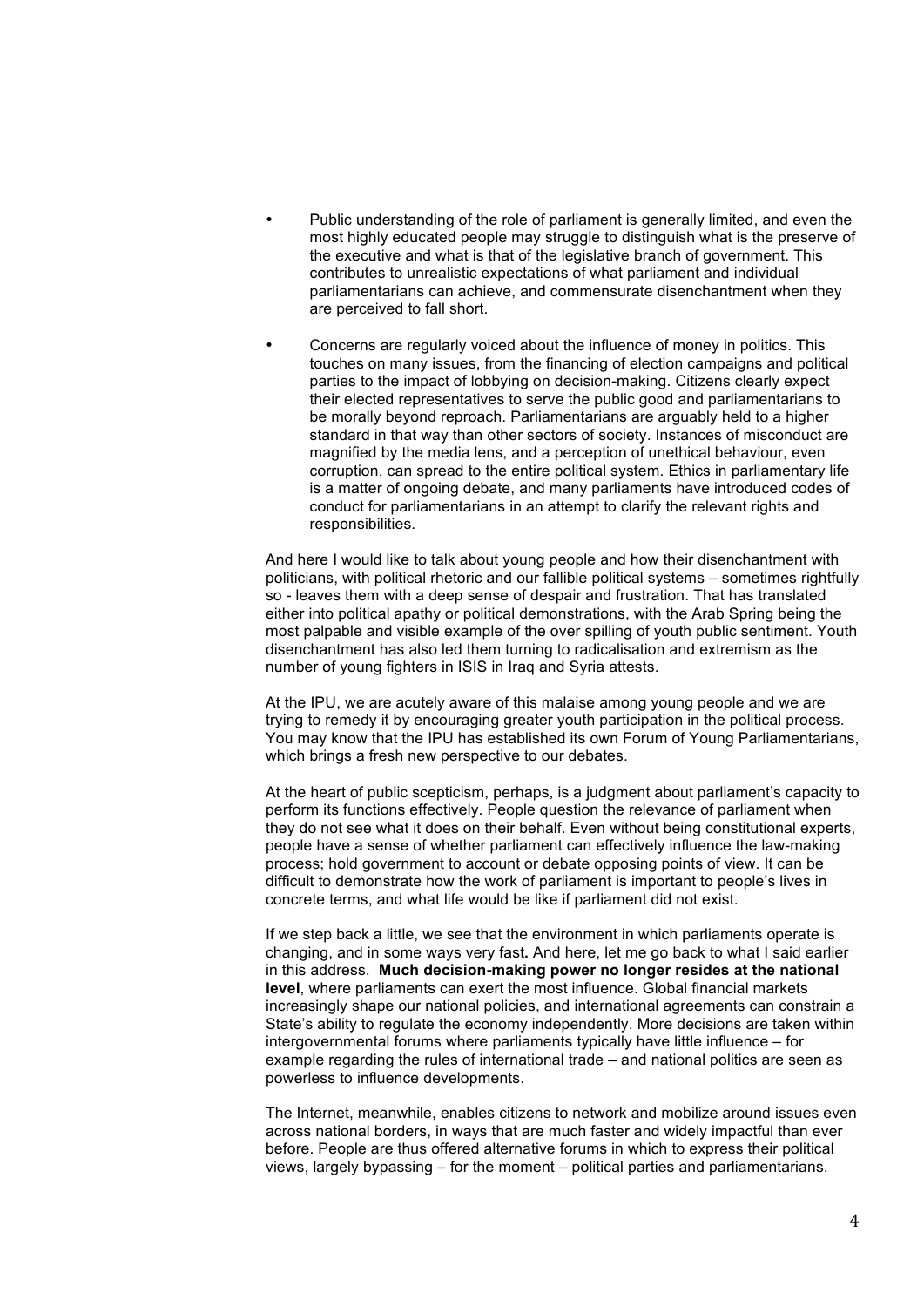- Public understanding of the role of parliament is generally limited, and even the most highly educated people may struggle to distinguish what is the preserve of the executive and what is that of the legislative branch of government. This contributes to unrealistic expectations of what parliament and individual parliamentarians can achieve, and commensurate disenchantment when they are perceived to fall short.

- Concerns are regularly voiced about the influence of money in politics. This touches on many issues, from the financing of election campaigns and political parties to the impact of lobbying on decision-making. Citizens clearly expect their elected representatives to serve the public good and parliamentarians to be morally beyond reproach. Parliamentarians are arguably held to a higher standard in that way than other sectors of society. Instances of misconduct are magnified by the media lens, and a perception of unethical behaviour, even corruption, can spread to the entire political system. Ethics in parliamentary life is a matter of ongoing debate, and many parliaments have introduced codes of conduct for parliamentarians in an attempt to clarify the relevant rights and responsibilities.

And here I would like to talk about young people and how their disenchantment with politicians, with political rhetoric and our fallible political systems – sometimes rightfully so - leaves them with a deep sense of despair and frustration. That has translated either into political apathy or political demonstrations, with the Arab Spring being the most palpable and visible example of the over spilling of youth public sentiment. Youth disenchantment has also led them turning to radicalisation and extremism as the number of young fighters in ISIS in Iraq and Syria attests.

At the IPU, we are acutely aware of this malaise among young people and we are trying to remedy it by encouraging greater youth participation in the political process. You may know that the IPU has established its own Forum of Young Parliamentarians, which brings a fresh new perspective to our debates.

At the heart of public scepticism, perhaps, is a judgment about parliament's capacity to perform its functions effectively. People question the relevance of parliament when they do not see what it does on their behalf. Even without being constitutional experts, people have a sense of whether parliament can effectively influence the law-making process; hold government to account or debate opposing points of view. It can be difficult to demonstrate how the work of parliament is important to people's lives in concrete terms, and what life would be like if parliament did not exist.

If we step back a little, we see that the environment in which parliaments operate is changing, and in some ways very fast**.** And here, let me go back to what I said earlier in this address. **Much decision-making power no longer resides at the national level**, where parliaments can exert the most influence. Global financial markets increasingly shape our national policies, and international agreements can constrain a State's ability to regulate the economy independently. More decisions are taken within intergovernmental forums where parliaments typically have little influence – for example regarding the rules of international trade – and national politics are seen as powerless to influence developments.

The Internet, meanwhile, enables citizens to network and mobilize around issues even across national borders, in ways that are much faster and widely impactful than ever before. People are thus offered alternative forums in which to express their political views, largely bypassing – for the moment – political parties and parliamentarians.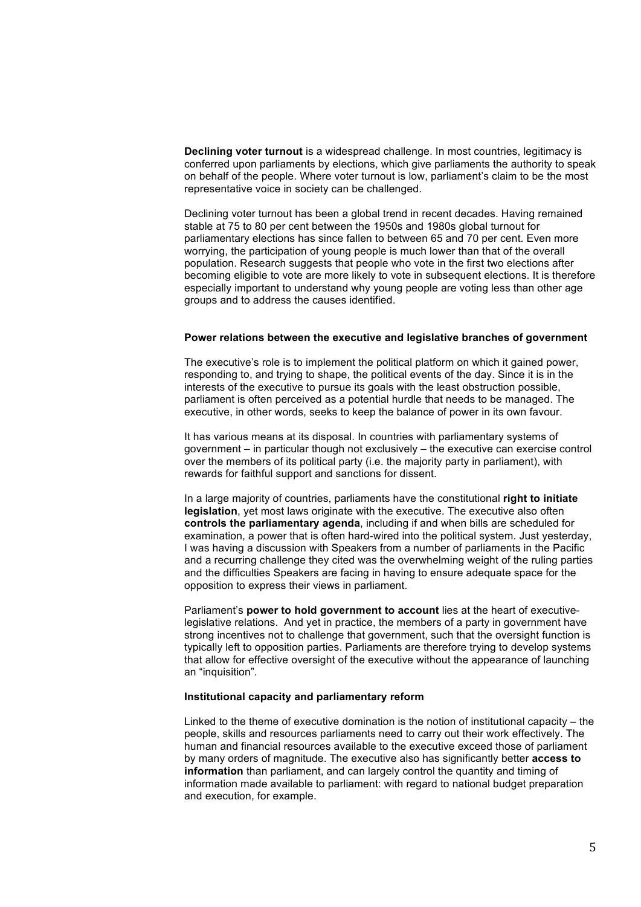**Declining voter turnout** is a widespread challenge. In most countries, legitimacy is conferred upon parliaments by elections, which give parliaments the authority to speak on behalf of the people. Where voter turnout is low, parliament's claim to be the most representative voice in society can be challenged.

Declining voter turnout has been a global trend in recent decades. Having remained stable at 75 to 80 per cent between the 1950s and 1980s global turnout for parliamentary elections has since fallen to between 65 and 70 per cent. Even more worrying, the participation of young people is much lower than that of the overall population. Research suggests that people who vote in the first two elections after becoming eligible to vote are more likely to vote in subsequent elections. It is therefore especially important to understand why young people are voting less than other age groups and to address the causes identified.

**Power relations between the executive and legislative branches of government**

The executive's role is to implement the political platform on which it gained power, responding to, and trying to shape, the political events of the day. Since it is in the interests of the executive to pursue its goals with the least obstruction possible, parliament is often perceived as a potential hurdle that needs to be managed. The executive, in other words, seeks to keep the balance of power in its own favour.

It has various means at its disposal. In countries with parliamentary systems of government – in particular though not exclusively – the executive can exercise control over the members of its political party (i.e. the majority party in parliament), with rewards for faithful support and sanctions for dissent.

In a large majority of countries, parliaments have the constitutional **right to initiate legislation**, yet most laws originate with the executive. The executive also often **controls the parliamentary agenda**, including if and when bills are scheduled for examination, a power that is often hard-wired into the political system. Just yesterday, I was having a discussion with Speakers from a number of parliaments in the Pacific and a recurring challenge they cited was the overwhelming weight of the ruling parties and the difficulties Speakers are facing in having to ensure adequate space for the opposition to express their views in parliament.

Parliament's **power to hold government to account** lies at the heart of executive-legislative relations. And yet in practice, the members of a party in government have strong incentives not to challenge that government, such that the oversight function is typically left to opposition parties. Parliaments are therefore trying to develop systems that allow for effective oversight of the executive without the appearance of launching an "inquisition".

**Institutional capacity and parliamentary reform**

Linked to the theme of executive domination is the notion of institutional capacity – the people, skills and resources parliaments need to carry out their work effectively. The human and financial resources available to the executive exceed those of parliament by many orders of magnitude. The executive also has significantly better **access to information** than parliament, and can largely control the quantity and timing of information made available to parliament: with regard to national budget preparation and execution, for example.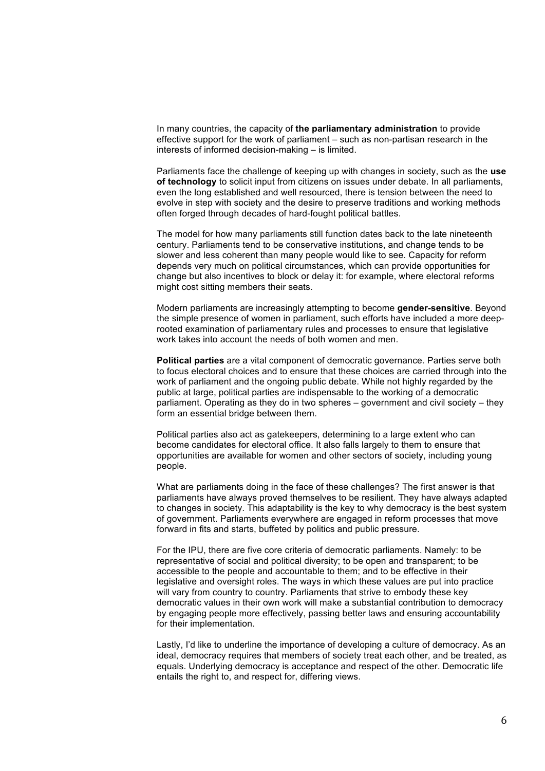In many countries, the capacity of **the parliamentary administration** to provide effective support for the work of parliament – such as non-partisan research in the interests of informed decision-making – is limited.

Parliaments face the challenge of keeping up with changes in society, such as the **use of technology** to solicit input from citizens on issues under debate. In all parliaments, even the long established and well resourced, there is tension between the need to evolve in step with society and the desire to preserve traditions and working methods often forged through decades of hard-fought political battles.

The model for how many parliaments still function dates back to the late nineteenth century. Parliaments tend to be conservative institutions, and change tends to be slower and less coherent than many people would like to see. Capacity for reform depends very much on political circumstances, which can provide opportunities for change but also incentives to block or delay it: for example, where electoral reforms might cost sitting members their seats.

Modern parliaments are increasingly attempting to become **gender-sensitive**. Beyond the simple presence of women in parliament, such efforts have included a more deep-rooted examination of parliamentary rules and processes to ensure that legislative work takes into account the needs of both women and men.

**Political parties** are a vital component of democratic governance. Parties serve both to focus electoral choices and to ensure that these choices are carried through into the work of parliament and the ongoing public debate. While not highly regarded by the public at large, political parties are indispensable to the working of a democratic parliament. Operating as they do in two spheres – government and civil society – they form an essential bridge between them.

Political parties also act as gatekeepers, determining to a large extent who can become candidates for electoral office. It also falls largely to them to ensure that opportunities are available for women and other sectors of society, including young people.

What are parliaments doing in the face of these challenges? The first answer is that parliaments have always proved themselves to be resilient. They have always adapted to changes in society. This adaptability is the key to why democracy is the best system of government. Parliaments everywhere are engaged in reform processes that move forward in fits and starts, buffeted by politics and public pressure.

For the IPU, there are five core criteria of democratic parliaments. Namely: to be representative of social and political diversity; to be open and transparent; to be accessible to the people and accountable to them; and to be effective in their legislative and oversight roles. The ways in which these values are put into practice will vary from country to country. Parliaments that strive to embody these key democratic values in their own work will make a substantial contribution to democracy by engaging people more effectively, passing better laws and ensuring accountability for their implementation.

Lastly, I'd like to underline the importance of developing a culture of democracy. As an ideal, democracy requires that members of society treat each other, and be treated, as equals. Underlying democracy is acceptance and respect of the other. Democratic life entails the right to, and respect for, differing views.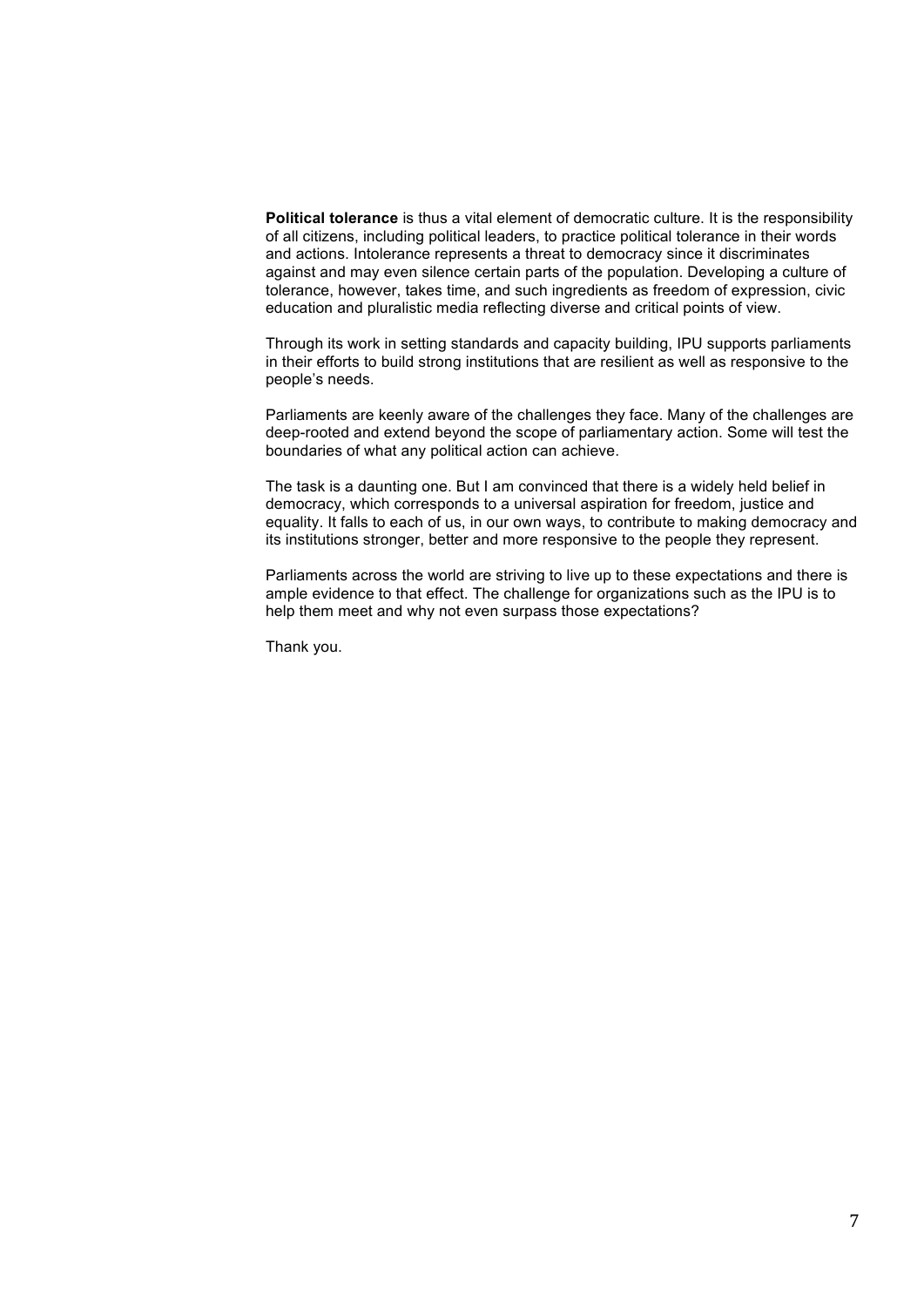**Political tolerance** is thus a vital element of democratic culture. It is the responsibility of all citizens, including political leaders, to practice political tolerance in their words and actions. Intolerance represents a threat to democracy since it discriminates against and may even silence certain parts of the population. Developing a culture of tolerance, however, takes time, and such ingredients as freedom of expression, civic education and pluralistic media reflecting diverse and critical points of view.

Through its work in setting standards and capacity building, IPU supports parliaments in their efforts to build strong institutions that are resilient as well as responsive to the people's needs.

Parliaments are keenly aware of the challenges they face. Many of the challenges are deep-rooted and extend beyond the scope of parliamentary action. Some will test the boundaries of what any political action can achieve.

The task is a daunting one. But I am convinced that there is a widely held belief in democracy, which corresponds to a universal aspiration for freedom, justice and equality. It falls to each of us, in our own ways, to contribute to making democracy and its institutions stronger, better and more responsive to the people they represent.

Parliaments across the world are striving to live up to these expectations and there is ample evidence to that effect. The challenge for organizations such as the IPU is to help them meet and why not even surpass those expectations?

Thank you.